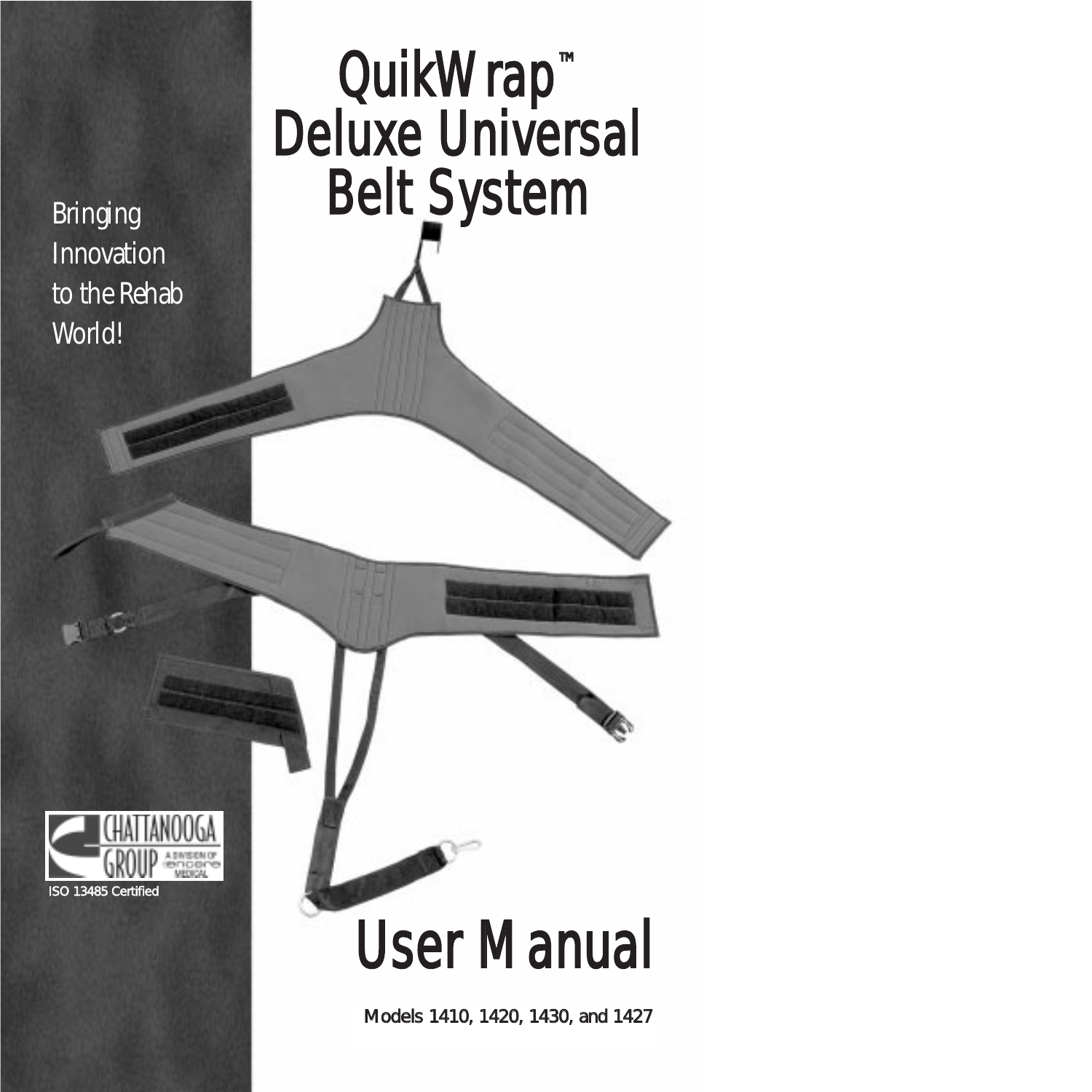# QuikWrap™ Deluxe Universal Belt System

Bringing Innovation to the Rehab World!

CHATTANOOGA GROUP A DIVISION OF encore MEDICAL

ISO 13485 Certified

# User Manual

Models 1410, 1420, 1430, and 1427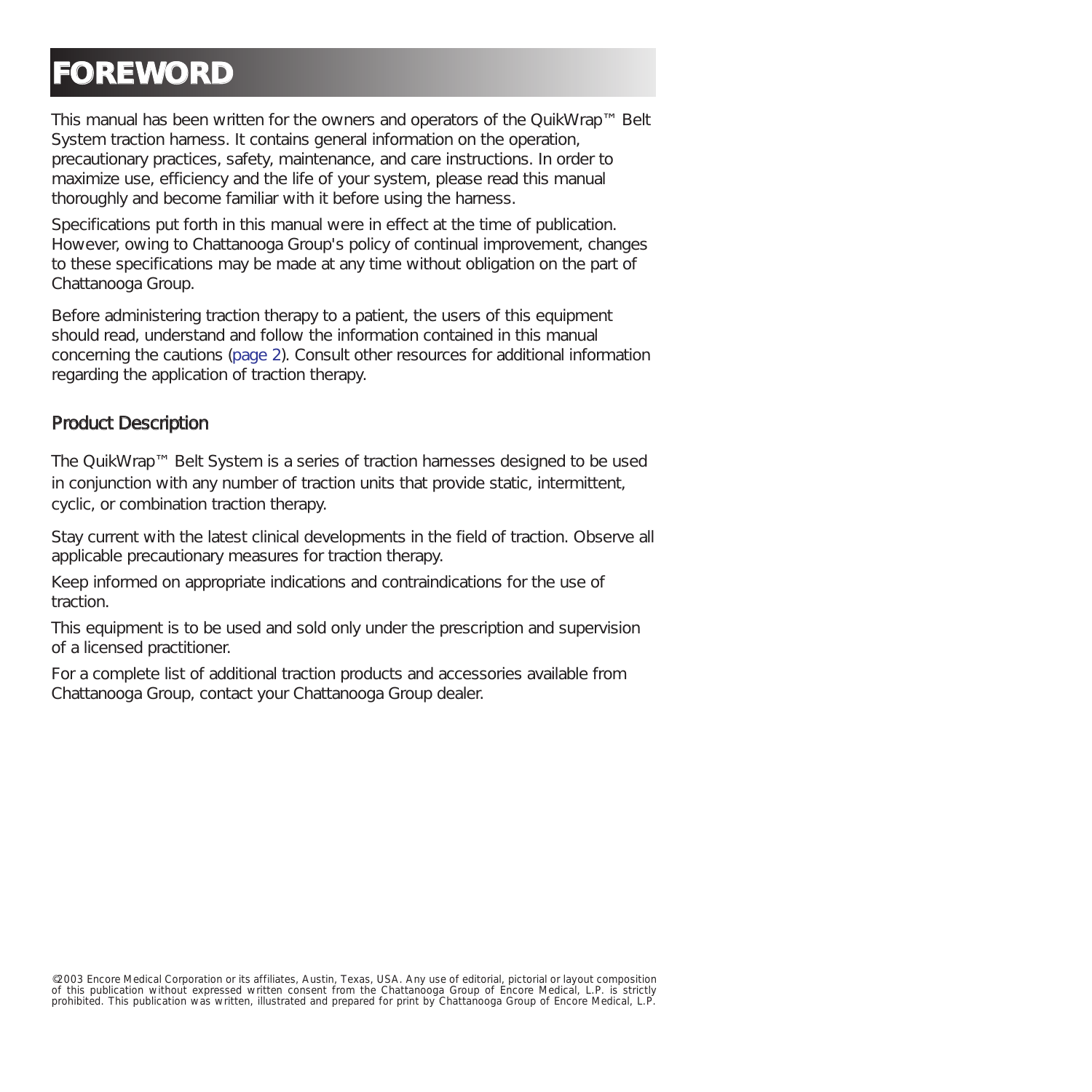# FOREWORD

This manual has been written for the owners and operators of the QuikWrap™ Belt System traction harness. It contains general information on the operation, precautionary practices, safety, maintenance, and care instructions. In order to maximize use, efficiency and the life of your system, please read this manual thoroughly and become familiar with it before using the harness.

Specifications put forth in this manual were in effect at the time of publication. However, owing to Chattanooga Group's policy of continual improvement, changes to these specifications may be made at any time without obligation on the part of Chattanooga Group.

Before administering traction therapy to a patient, the users of this equipment should read, understand and follow the information contained in this manual concerning the cautions (page 2). Consult other resources for additional information regarding the application of traction therapy.

## Product Description

The QuikWrap™ Belt System is a series of traction harnesses designed to be used in conjunction with any number of traction units that provide static, intermittent, cyclic, or combination traction therapy.

Stay current with the latest clinical developments in the field of traction. Observe all applicable precautionary measures for traction therapy.

Keep informed on appropriate indications and contraindications for the use of traction.

This equipment is to be used and sold only under the prescription and supervision of a licensed practitioner.

For a complete list of additional traction products and accessories available from Chattanooga Group, contact your Chattanooga Group dealer.

©2003 Encore Medical Corporation or its affiliates, Austin, Texas, USA. Any use of editorial, pictorial or layout composition of this publication without expressed written consent from the Chattanooga Group of Encore Medical, L.P. is strictly prohibited. This publication was written, illustrated and prepared for print by Chattanooga Group of Encore Medical, L.P.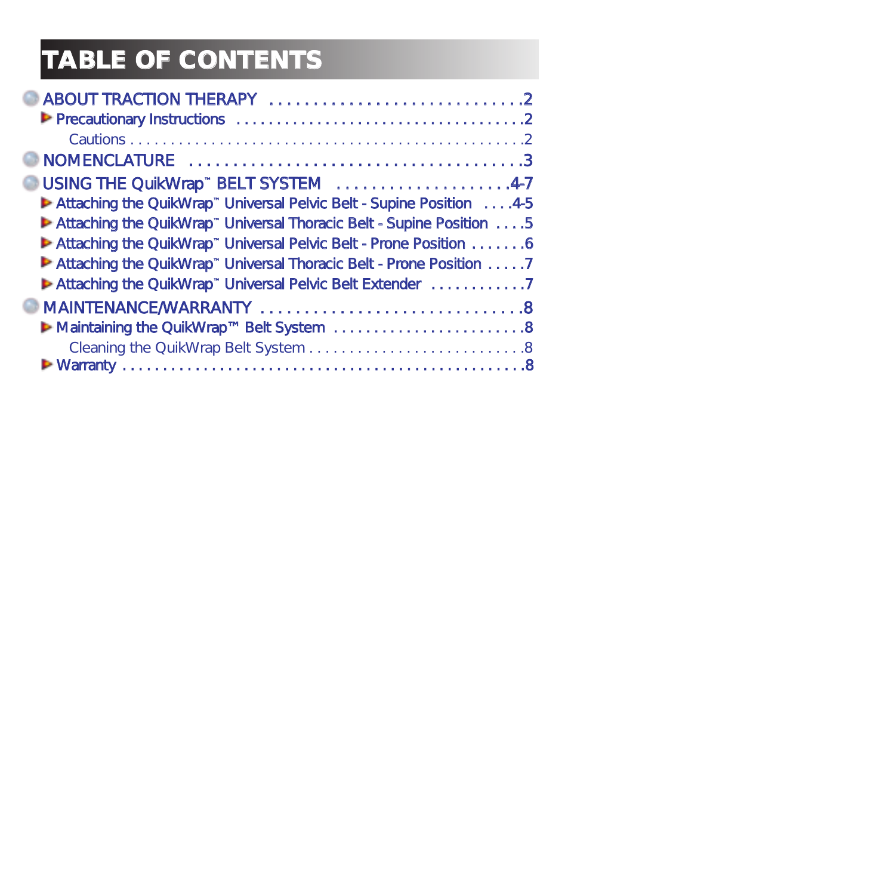# TABLE OF CONTENTS

- ABOUT TRACTION THERAPY . . . . . . . . . . . . . . . . . . . . . . . . . . . . .2
  - Precautionary Instructions . . . . . . . . . . . . . . . . . . . . . . . . . . . . . . . . . .2
    - Cautions . . . . . . . . . . . . . . . . . . . . . . . . . . . . . . . . . . . . . . . . . . . . .2
- NOMENCLATURE . . . . . . . . . . . . . . . . . . . . . . . . . . . . . . . . . . . . .3
- USING THE QuikWrap™ BELT SYSTEM . . . . . . . . . . . . . . . . . . . .4-7
  - Attaching the QuikWrap™ Universal Pelvic Belt - Supine Position . . . .4-5
  - Attaching the QuikWrap™ Universal Thoracic Belt - Supine Position . . . .5
  - Attaching the QuikWrap™ Universal Pelvic Belt - Prone Position . . . . . . .6
  - Attaching the QuikWrap™ Universal Thoracic Belt - Prone Position . . . . .7
  - Attaching the QuikWrap™ Universal Pelvic Belt Extender . . . . . . . . . . .7
- MAINTENANCE/WARRANTY . . . . . . . . . . . . . . . . . . . . . . . . . . . . .8
  - Maintaining the QuikWrap™ Belt System . . . . . . . . . . . . . . . . . . . . . . . .8
    - Cleaning the QuikWrap Belt System . . . . . . . . . . . . . . . . . . . . . . . . . .8
  - Warranty . . . . . . . . . . . . . . . . . . . . . . . . . . . . . . . . . . . . . . . . . . . . .8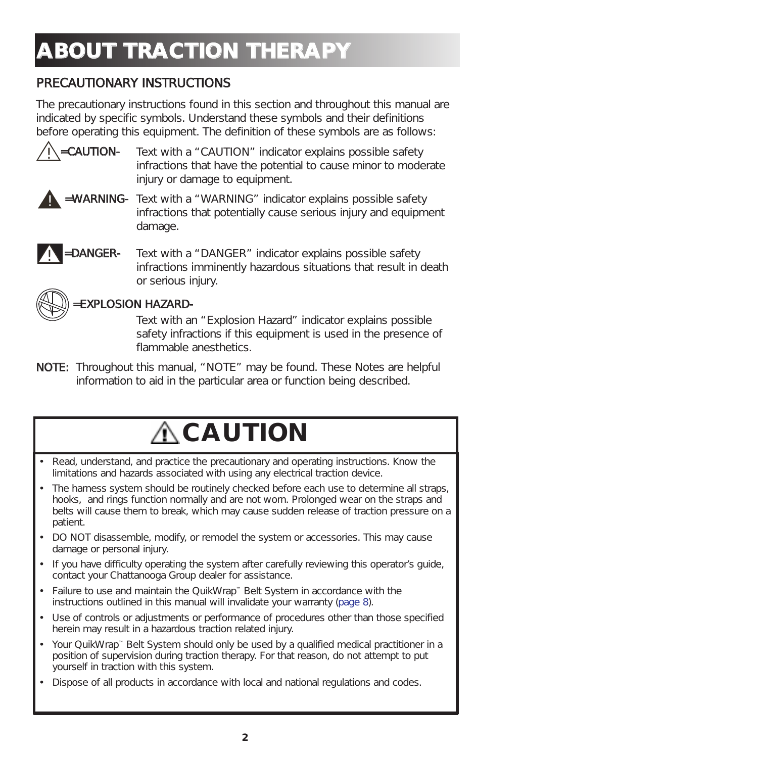# ABOUT TRACTION THERAPY

## PRECAUTIONARY INSTRUCTIONS

The precautionary instructions found in this section and throughout this manual are indicated by specific symbols. Understand these symbols and their definitions before operating this equipment. The definition of these symbols are as follows:

**=CAUTION-** Text with a "CAUTION" indicator explains possible safety infractions that have the potential to cause minor to moderate injury or damage to equipment.

**=WARNING-** Text with a "WARNING" indicator explains possible safety infractions that potentially cause serious injury and equipment damage.

**=DANGER-** Text with a "DANGER" indicator explains possible safety infractions imminently hazardous situations that result in death or serious injury.

**=EXPLOSION HAZARD-**

Text with an "Explosion Hazard" indicator explains possible safety infractions if this equipment is used in the presence of flammable anesthetics.

**NOTE:** Throughout this manual, "NOTE" may be found. These Notes are helpful information to aid in the particular area or function being described.

## CAUTION

- Read, understand, and practice the precautionary and operating instructions. Know the limitations and hazards associated with using any electrical traction device.
- The harness system should be routinely checked before each use to determine all straps, hooks, and rings function normally and are not worn. Prolonged wear on the straps and belts will cause them to break, which may cause sudden release of traction pressure on a patient.
- DO NOT disassemble, modify, or remodel the system or accessories. This may cause damage or personal injury.
- If you have difficulty operating the system after carefully reviewing this operator's guide, contact your Chattanooga Group dealer for assistance.
- Failure to use and maintain the QuikWrap™ Belt System in accordance with the instructions outlined in this manual will invalidate your warranty (page 8).
- Use of controls or adjustments or performance of procedures other than those specified herein may result in a hazardous traction related injury.
- Your QuikWrap™ Belt System should only be used by a qualified medical practitioner in a position of supervision during traction therapy. For that reason, do not attempt to put yourself in traction with this system.
- Dispose of all products in accordance with local and national regulations and codes.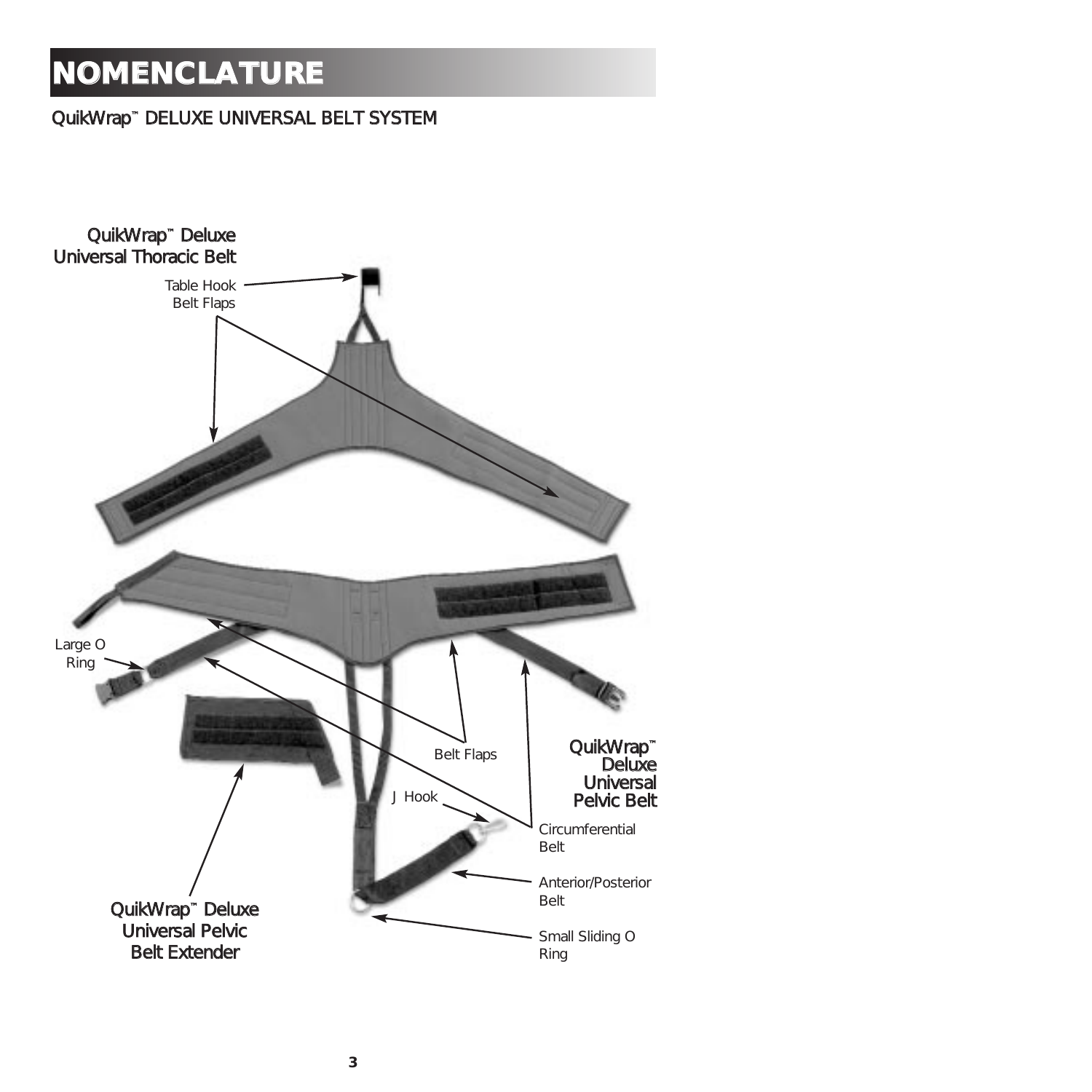# NOMENCLATURE

QuikWrap™ DELUXE UNIVERSAL BELT SYSTEM

QuikWrap™ Deluxe Universal Thoracic Belt

Table Hook

Belt Flaps

Large O Ring

Belt Flaps

QuikWrap™ Deluxe Universal Pelvic Belt

J Hook

Circumferential Belt

Anterior/Posterior Belt

Small Sliding O Ring

QuikWrap™ Deluxe Universal Pelvic Belt Extender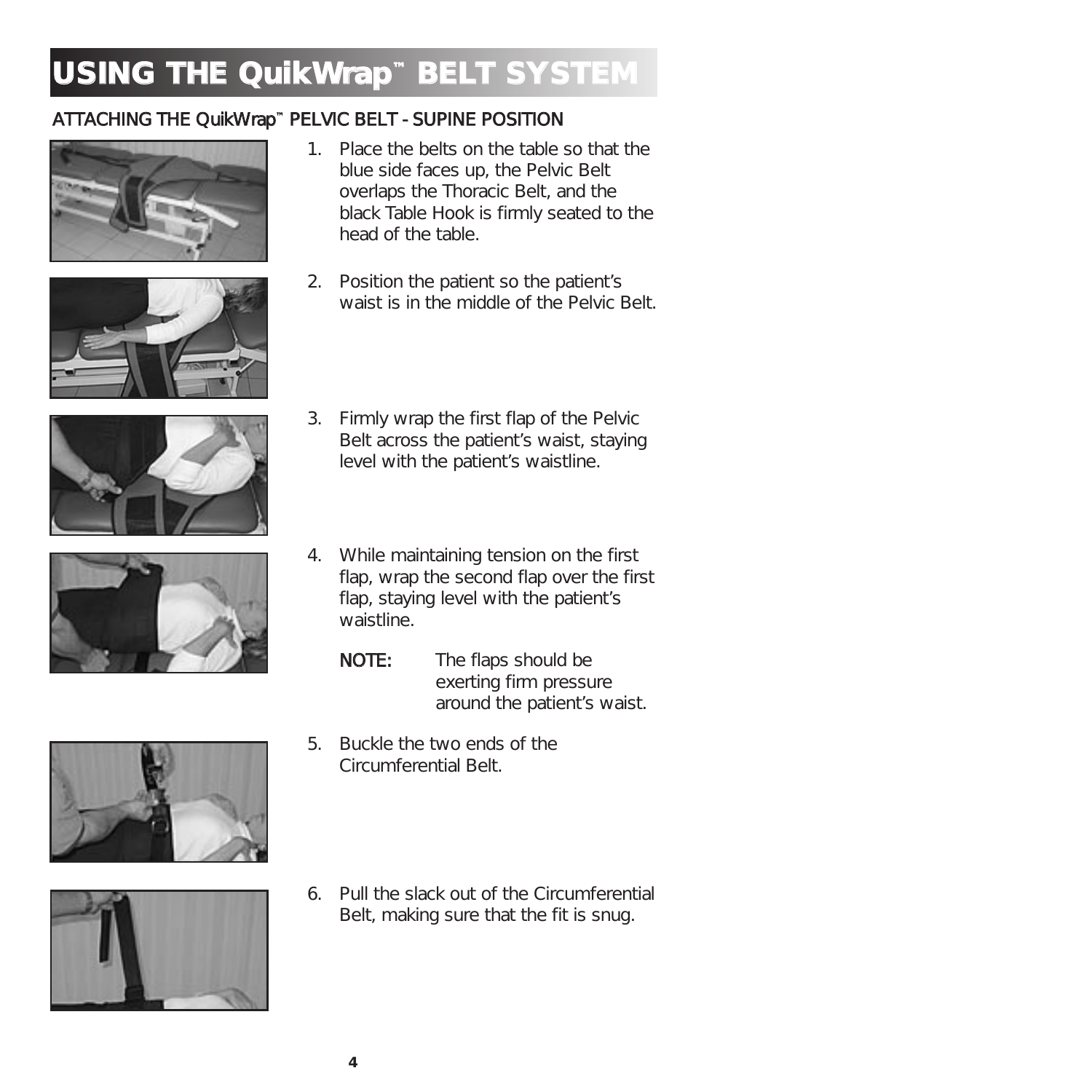# USING THE QuikWrap™ BELT SYSTEM

## ATTACHING THE QuikWrap™ PELVIC BELT - SUPINE POSITION

1. Place the belts on the table so that the blue side faces up, the Pelvic Belt overlaps the Thoracic Belt, and the black Table Hook is firmly seated to the head of the table.

2. Position the patient so the patient's waist is in the middle of the Pelvic Belt.

3. Firmly wrap the first flap of the Pelvic Belt across the patient's waist, staying level with the patient's waistline.

4. While maintaining tension on the first flap, wrap the second flap over the first flap, staying level with the patient's waistline.

   **NOTE:** The flaps should be exerting firm pressure around the patient's waist.

5. Buckle the two ends of the Circumferential Belt.

6. Pull the slack out of the Circumferential Belt, making sure that the fit is snug.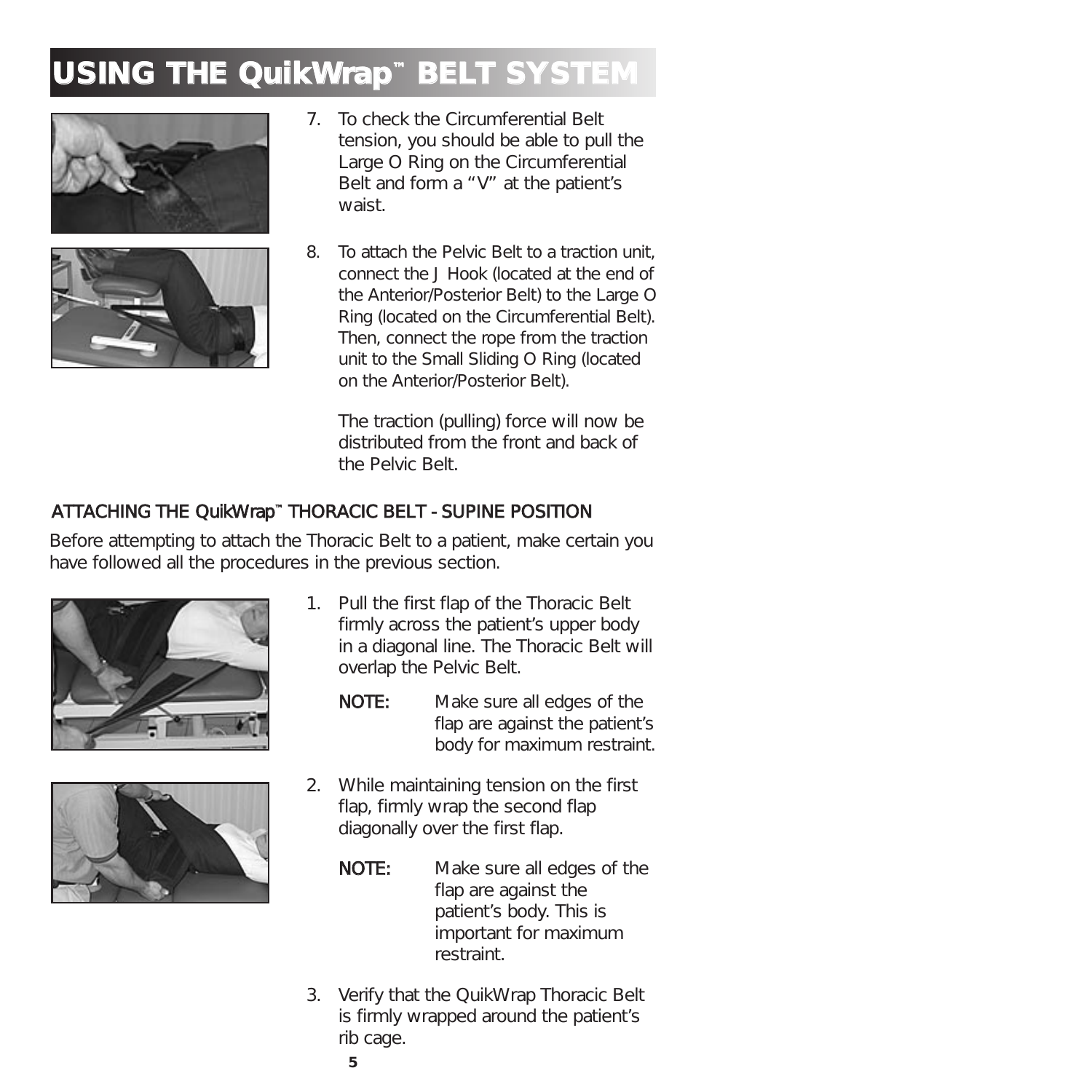# USING THE QuikWrap™ BELT SYSTEM

7. To check the Circumferential Belt tension, you should be able to pull the Large O Ring on the Circumferential Belt and form a "V" at the patient's waist.

8. To attach the Pelvic Belt to a traction unit, connect the J Hook (located at the end of the Anterior/Posterior Belt) to the Large O Ring (located on the Circumferential Belt). Then, connect the rope from the traction unit to the Small Sliding O Ring (located on the Anterior/Posterior Belt).

   The traction (pulling) force will now be distributed from the front and back of the Pelvic Belt.

## ATTACHING THE QuikWrap™ THORACIC BELT - SUPINE POSITION

Before attempting to attach the Thoracic Belt to a patient, make certain you have followed all the procedures in the previous section.

1. Pull the first flap of the Thoracic Belt firmly across the patient's upper body in a diagonal line. The Thoracic Belt will overlap the Pelvic Belt.

   **NOTE:** Make sure all edges of the flap are against the patient's body for maximum restraint.

2. While maintaining tension on the first flap, firmly wrap the second flap diagonally over the first flap.

   **NOTE:** Make sure all edges of the flap are against the patient's body. This is important for maximum restraint.

3. Verify that the QuikWrap Thoracic Belt is firmly wrapped around the patient's rib cage.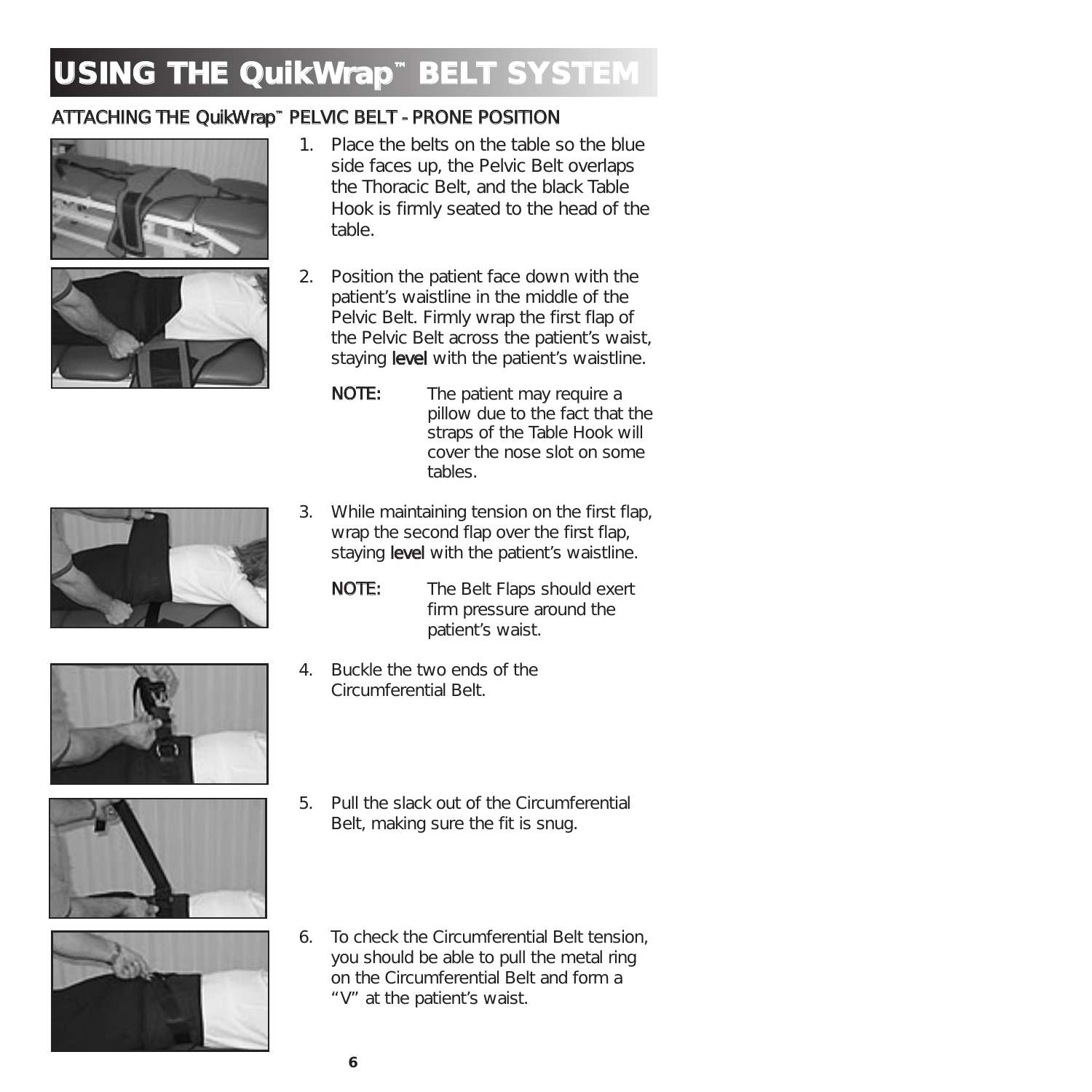# USING THE QuikWrap™ BELT SYSTEM

## ATTACHING THE QuikWrap™ PELVIC BELT - PRONE POSITION

1. Place the belts on the table so the blue side faces up, the Pelvic Belt overlaps the Thoracic Belt, and the black Table Hook is firmly seated to the head of the table.

2. Position the patient face down with the patient's waistline in the middle of the Pelvic Belt. Firmly wrap the first flap of the Pelvic Belt across the patient's waist, staying **level** with the patient's waistline.

   **NOTE:** The patient may require a pillow due to the fact that the straps of the Table Hook will cover the nose slot on some tables.

3. While maintaining tension on the first flap, wrap the second flap over the first flap, staying **level** with the patient's waistline.

   **NOTE:** The Belt Flaps should exert firm pressure around the patient's waist.

4. Buckle the two ends of the Circumferential Belt.

5. Pull the slack out of the Circumferential Belt, making sure the fit is snug.

6. To check the Circumferential Belt tension, you should be able to pull the metal ring on the Circumferential Belt and form a "V" at the patient's waist.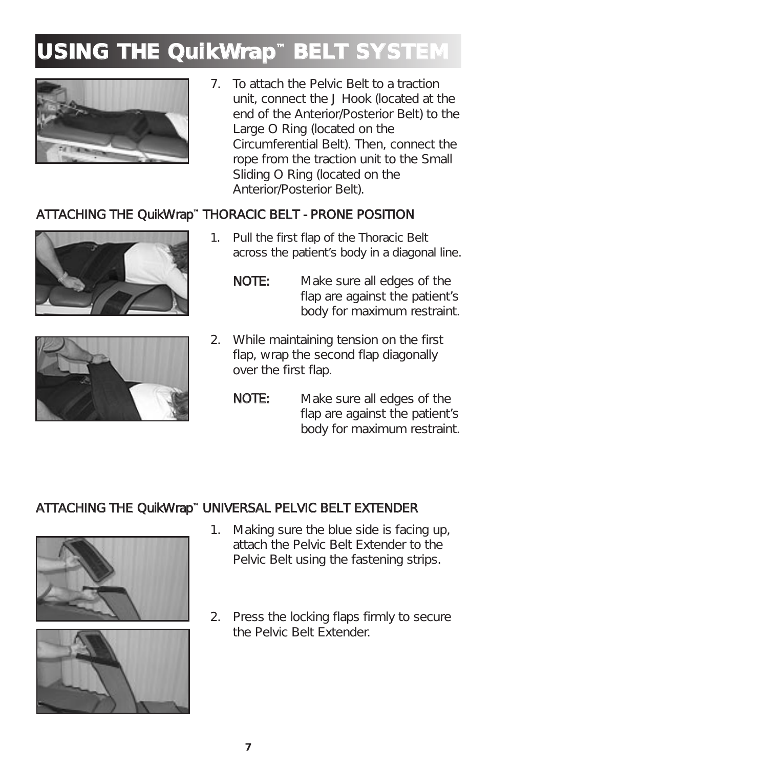# USING THE QuikWrap™ BELT SYSTEM

7. To attach the Pelvic Belt to a traction unit, connect the J Hook (located at the end of the Anterior/Posterior Belt) to the Large O Ring (located on the Circumferential Belt). Then, connect the rope from the traction unit to the Small Sliding O Ring (located on the Anterior/Posterior Belt).

## ATTACHING THE QuikWrap™ THORACIC BELT - PRONE POSITION

1. Pull the first flap of the Thoracic Belt across the patient's body in a diagonal line.

   **NOTE:** Make sure all edges of the flap are against the patient's body for maximum restraint.

2. While maintaining tension on the first flap, wrap the second flap diagonally over the first flap.

   **NOTE:** Make sure all edges of the flap are against the patient's body for maximum restraint.

## ATTACHING THE QuikWrap™ UNIVERSAL PELVIC BELT EXTENDER

1. Making sure the blue side is facing up, attach the Pelvic Belt Extender to the Pelvic Belt using the fastening strips.

2. Press the locking flaps firmly to secure the Pelvic Belt Extender.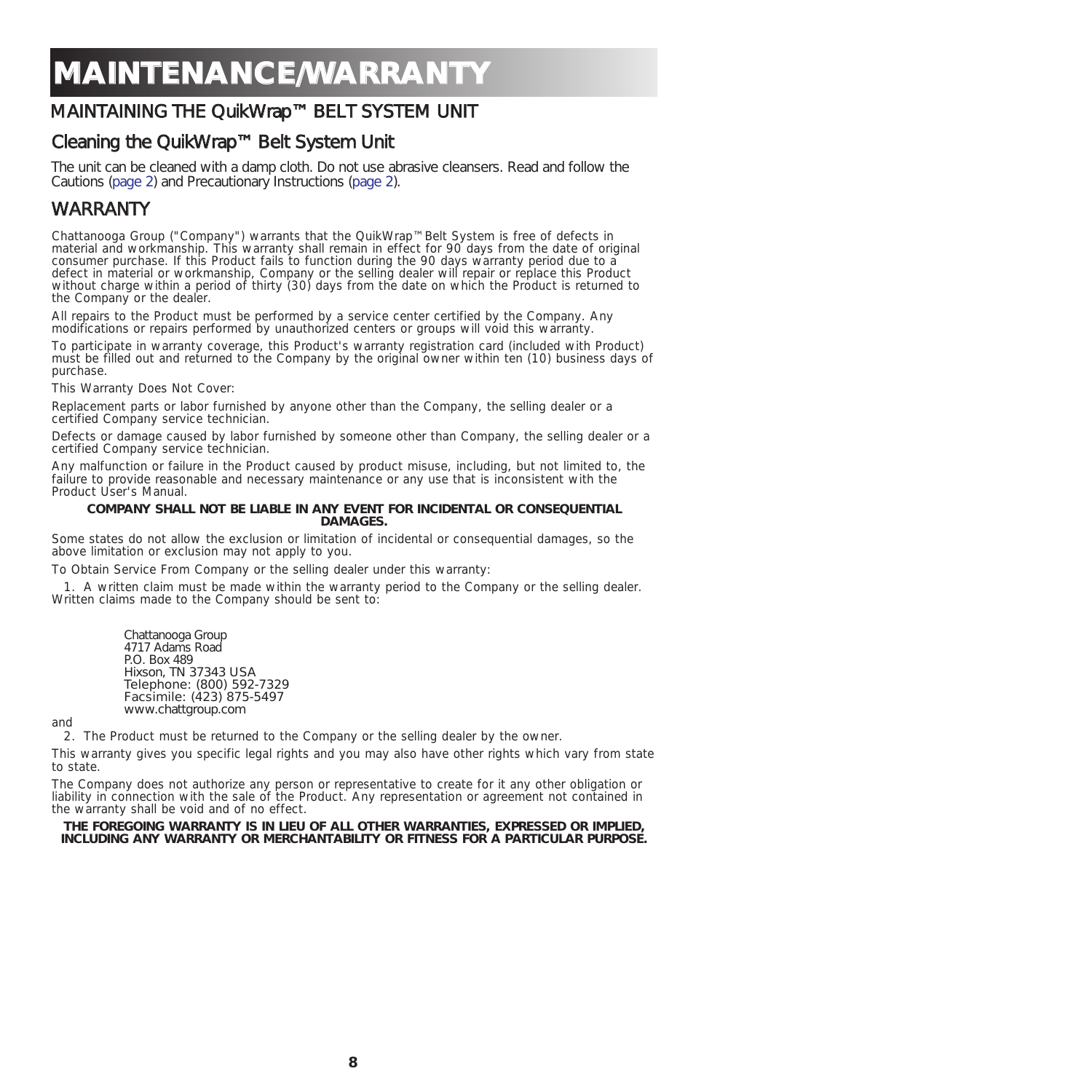# MAINTENANCE/WARRANTY

## MAINTAINING THE QuikWrap™ BELT SYSTEM UNIT

### Cleaning the QuikWrap™ Belt System Unit

The unit can be cleaned with a damp cloth. Do not use abrasive cleansers. Read and follow the Cautions (page 2) and Precautionary Instructions (page 2).

## WARRANTY

Chattanooga Group ("Company") warrants that the QuikWrap™ Belt System is free of defects in material and workmanship. This warranty shall remain in effect for 90 days from the date of original consumer purchase. If this Product fails to function during the 90 days warranty period due to a defect in material or workmanship, Company or the selling dealer will repair or replace this Product without charge within a period of thirty (30) days from the date on which the Product is returned to the Company or the dealer.

All repairs to the Product must be performed by a service center certified by the Company. Any modifications or repairs performed by unauthorized centers or groups will void this warranty.

To participate in warranty coverage, this Product's warranty registration card (included with Product) must be filled out and returned to the Company by the original owner within ten (10) business days of purchase.

This Warranty Does Not Cover:

Replacement parts or labor furnished by anyone other than the Company, the selling dealer or a certified Company service technician.

Defects or damage caused by labor furnished by someone other than Company, the selling dealer or a certified Company service technician.

Any malfunction or failure in the Product caused by product misuse, including, but not limited to, the failure to provide reasonable and necessary maintenance or any use that is inconsistent with the Product User's Manual.

**COMPANY SHALL NOT BE LIABLE IN ANY EVENT FOR INCIDENTAL OR CONSEQUENTIAL DAMAGES.**

Some states do not allow the exclusion or limitation of incidental or consequential damages, so the above limitation or exclusion may not apply to you.

To Obtain Service From Company or the selling dealer under this warranty:

1. A written claim must be made within the warranty period to the Company or the selling dealer. Written claims made to the Company should be sent to:

Chattanooga Group
4717 Adams Road
P.O. Box 489
Hixson, TN 37343 USA
Telephone: (800) 592-7329
Facsimile: (423) 875-5497
www.chattgroup.com

and

2. The Product must be returned to the Company or the selling dealer by the owner.

This warranty gives you specific legal rights and you may also have other rights which vary from state to state.

The Company does not authorize any person or representative to create for it any other obligation or liability in connection with the sale of the Product. Any representation or agreement not contained in the warranty shall be void and of no effect.

**THE FOREGOING WARRANTY IS IN LIEU OF ALL OTHER WARRANTIES, EXPRESSED OR IMPLIED, INCLUDING ANY WARRANTY OR MERCHANTABILITY OR FITNESS FOR A PARTICULAR PURPOSE.**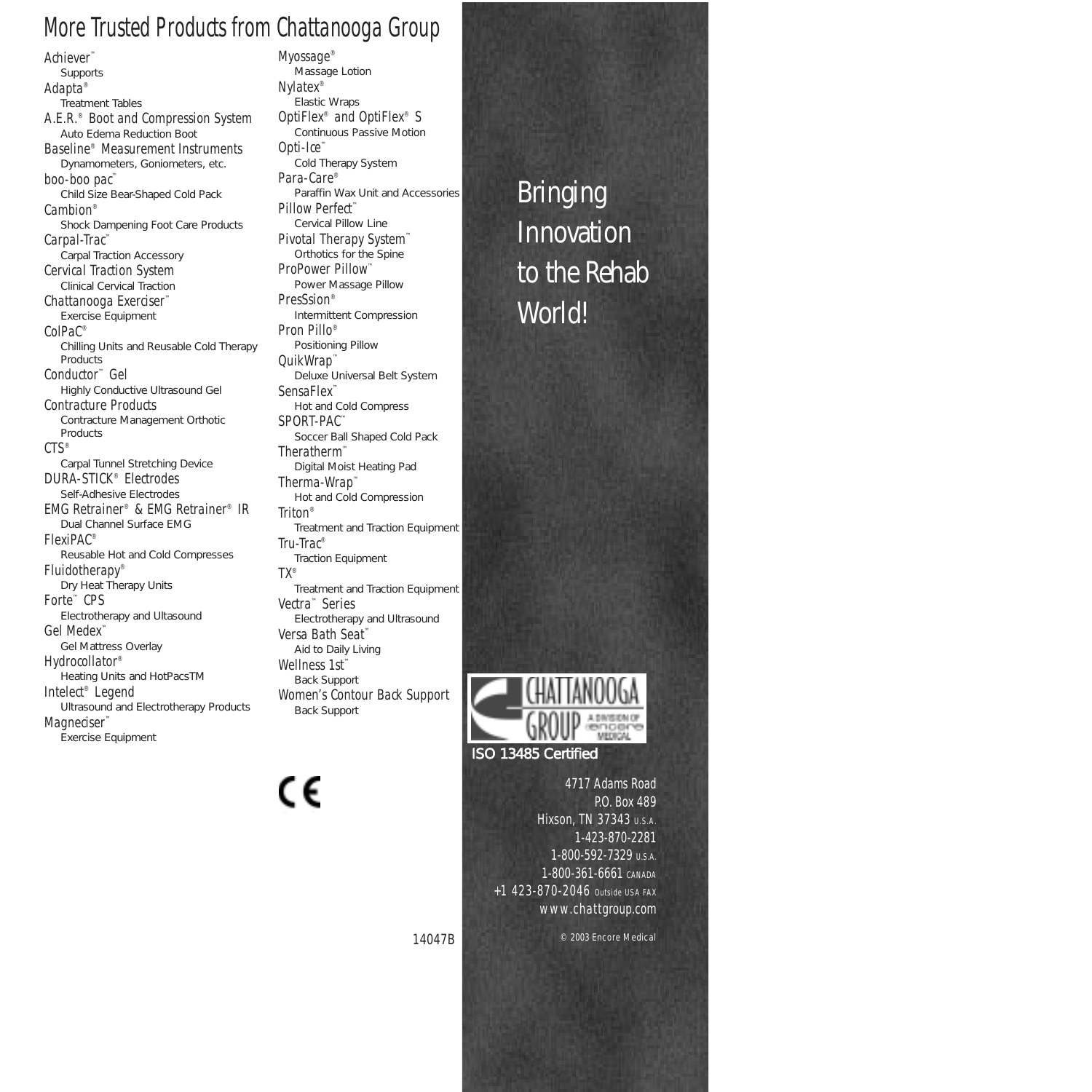# More Trusted Products from Chattanooga Group

**Achiever™**
Supports

**Adapta®**
Treatment Tables

**A.E.R.® Boot and Compression System**
Auto Edema Reduction Boot

**Baseline® Measurement Instruments**
Dynamometers, Goniometers, etc.

**boo-boo pac™**
Child Size Bear-Shaped Cold Pack

**Cambion®**
Shock Dampening Foot Care Products

**Carpal-Trac™**
Carpal Traction Accessory

**Cervical Traction System**
Clinical Cervical Traction

**Chattanooga Exerciser™**
Exercise Equipment

**ColPaC®**
Chilling Units and Reusable Cold Therapy Products

**Conductor™ Gel**
Highly Conductive Ultrasound Gel

**Contracture Products**
Contracture Management Orthotic Products

**CTS®**
Carpal Tunnel Stretching Device

**DURA-STICK® Electrodes**
Self-Adhesive Electrodes

**EMG Retrainer® & EMG Retrainer® IR**
Dual Channel Surface EMG

**FlexiPAC®**
Reusable Hot and Cold Compresses

**Fluidotherapy®**
Dry Heat Therapy Units

**Forte™ CPS**
Electrotherapy and Ultasound

**Gel Medex™**
Gel Mattress Overlay

**Hydrocollator®**
Heating Units and HotPacsTM

**Intelect® Legend**
Ultrasound and Electrotherapy Products

**Magneciser™**
Exercise Equipment

**Myossage®**
Massage Lotion

**Nylatex®**
Elastic Wraps

**OptiFlex® and OptiFlex® S**
Continuous Passive Motion

**Opti-Ice™**
Cold Therapy System

**Para-Care®**
Paraffin Wax Unit and Accessories

**Pillow Perfect™**
Cervical Pillow Line

**Pivotal Therapy System™**
Orthotics for the Spine

**ProPower Pillow™**
Power Massage Pillow

**PresSsion®**
Intermittent Compression

**Pron Pillo®**
Positioning Pillow

**QuikWrap™**
Deluxe Universal Belt System

**SensaFlex™**
Hot and Cold Compress

**SPORT-PAC™**
Soccer Ball Shaped Cold Pack

**Theratherm™**
Digital Moist Heating Pad

**Therma-Wrap™**
Hot and Cold Compression

**Triton®**
Treatment and Traction Equipment

**Tru-Trac®**
Traction Equipment

**TX®**
Treatment and Traction Equipment

**Vectra™ Series**
Electrotherapy and Ultrasound

**Versa Bath Seat™**
Aid to Daily Living

**Wellness 1st™**
Back Support

**Women's Contour Back Support**
Back Support

CE

14047B

## Bringing Innovation to the Rehab World!

CHATTANOOGA GROUP
A DIVISION OF encore MEDICAL

ISO 13485 Certified

4717 Adams Road
P.O. Box 489
Hixson, TN 37343 U.S.A.
1-423-870-2281
1-800-592-7329 U.S.A.
1-800-361-6661 CANADA
+1 423-870-2046 Outside USA FAX
www.chattgroup.com

© 2003 Encore Medical